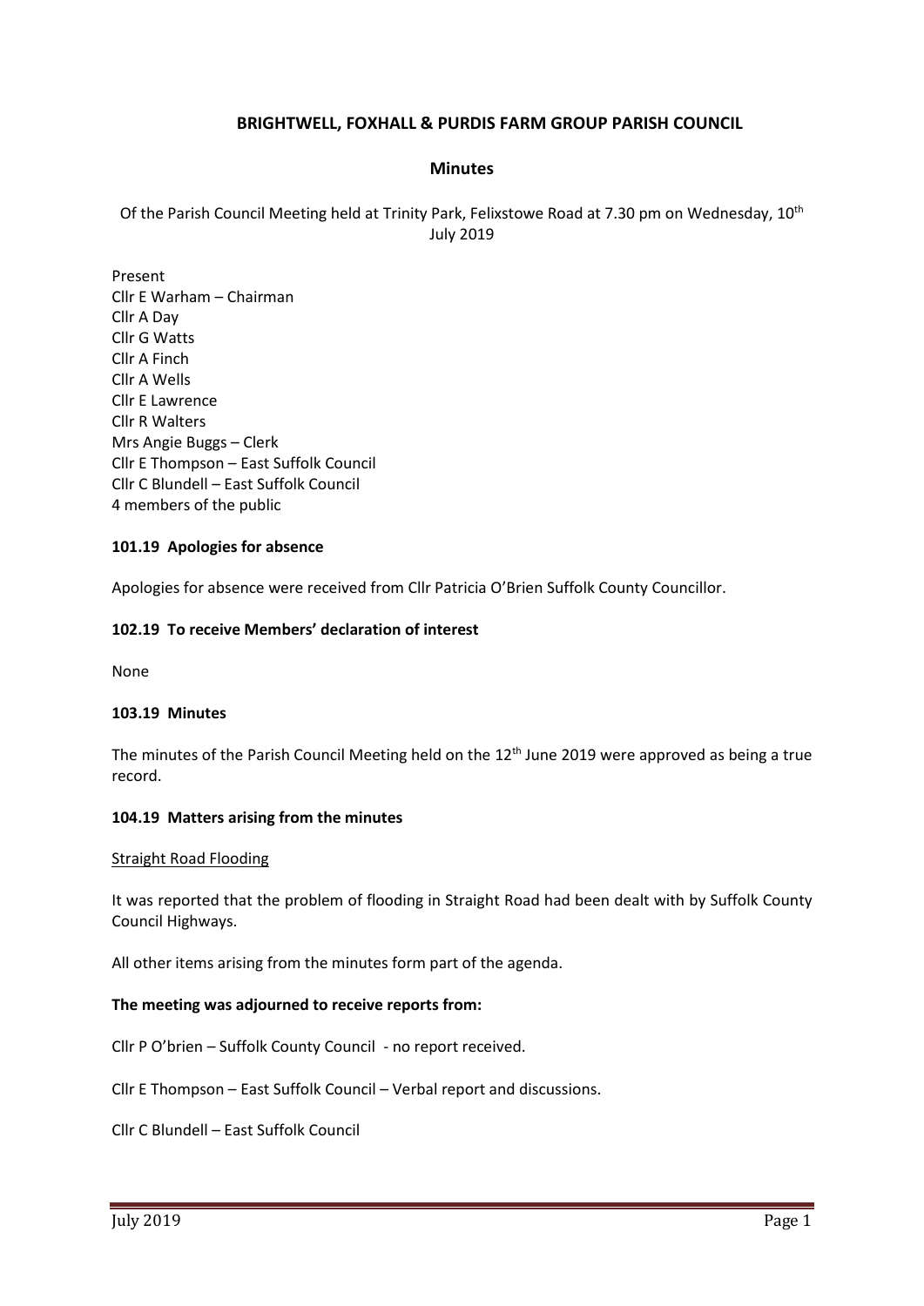## BRIGHTWELL, FOXHALL & PURDIS FARM GROUP PARISH COUNCIL

### Minutes

Of the Parish Council Meeting held at Trinity Park, Felixstowe Road at 7.30 pm on Wednesday, 10th July 2019

Present
Cllr E Warham – Chairman
Cllr A Day
Cllr G Watts
Cllr A Finch
Cllr A Wells
Cllr E Lawrence
Cllr R Walters
Mrs Angie Buggs – Clerk
Cllr E Thompson – East Suffolk Council
Cllr C Blundell – East Suffolk Council
4 members of the public

**101.19 Apologies for absence**

Apologies for absence were received from Cllr Patricia O'Brien Suffolk County Councillor.

**102.19 To receive Members' declaration of interest**

None

**103.19 Minutes**

The minutes of the Parish Council Meeting held on the 12th June 2019 were approved as being a true record.

**104.19 Matters arising from the minutes**

Straight Road Flooding

It was reported that the problem of flooding in Straight Road had been dealt with by Suffolk County Council Highways.

All other items arising from the minutes form part of the agenda.

**The meeting was adjourned to receive reports from:**

Cllr P O'brien – Suffolk County Council - no report received.

Cllr E Thompson – East Suffolk Council – Verbal report and discussions.

Cllr C Blundell – East Suffolk Council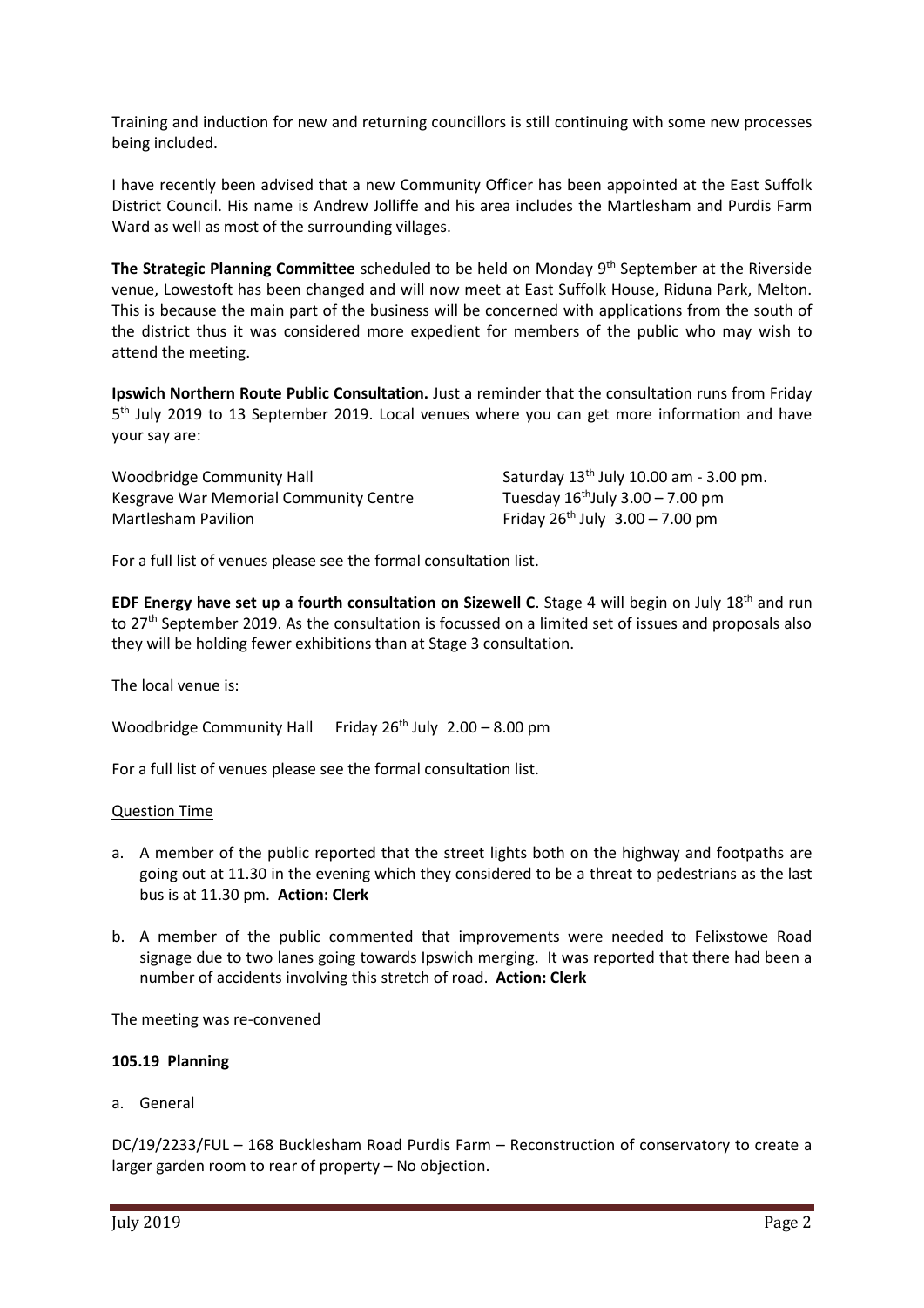Training and induction for new and returning councillors is still continuing with some new processes being included.

I have recently been advised that a new Community Officer has been appointed at the East Suffolk District Council. His name is Andrew Jolliffe and his area includes the Martlesham and Purdis Farm Ward as well as most of the surrounding villages.

**The Strategic Planning Committee** scheduled to be held on Monday 9th September at the Riverside venue, Lowestoft has been changed and will now meet at East Suffolk House, Riduna Park, Melton. This is because the main part of the business will be concerned with applications from the south of the district thus it was considered more expedient for members of the public who may wish to attend the meeting.

**Ipswich Northern Route Public Consultation.** Just a reminder that the consultation runs from Friday 5th July 2019 to 13 September 2019. Local venues where you can get more information and have your say are:

| | |
|---|---|
| Woodbridge Community Hall | Saturday 13th July 10.00 am - 3.00 pm. |
| Kesgrave War Memorial Community Centre | Tuesday 16thJuly 3.00 – 7.00 pm |
| Martlesham Pavilion | Friday 26th July 3.00 – 7.00 pm |

For a full list of venues please see the formal consultation list.

**EDF Energy have set up a fourth consultation on Sizewell C**. Stage 4 will begin on July 18th and run to 27th September 2019. As the consultation is focussed on a limited set of issues and proposals also they will be holding fewer exhibitions than at Stage 3 consultation.

The local venue is:

Woodbridge Community Hall    Friday 26th July 2.00 – 8.00 pm

For a full list of venues please see the formal consultation list.

<u>Question Time</u>

a. A member of the public reported that the street lights both on the highway and footpaths are going out at 11.30 in the evening which they considered to be a threat to pedestrians as the last bus is at 11.30 pm. **Action: Clerk**

b. A member of the public commented that improvements were needed to Felixstowe Road signage due to two lanes going towards Ipswich merging. It was reported that there had been a number of accidents involving this stretch of road. **Action: Clerk**

The meeting was re-convened

**105.19 Planning**

a. General

DC/19/2233/FUL – 168 Bucklesham Road Purdis Farm – Reconstruction of conservatory to create a larger garden room to rear of property – No objection.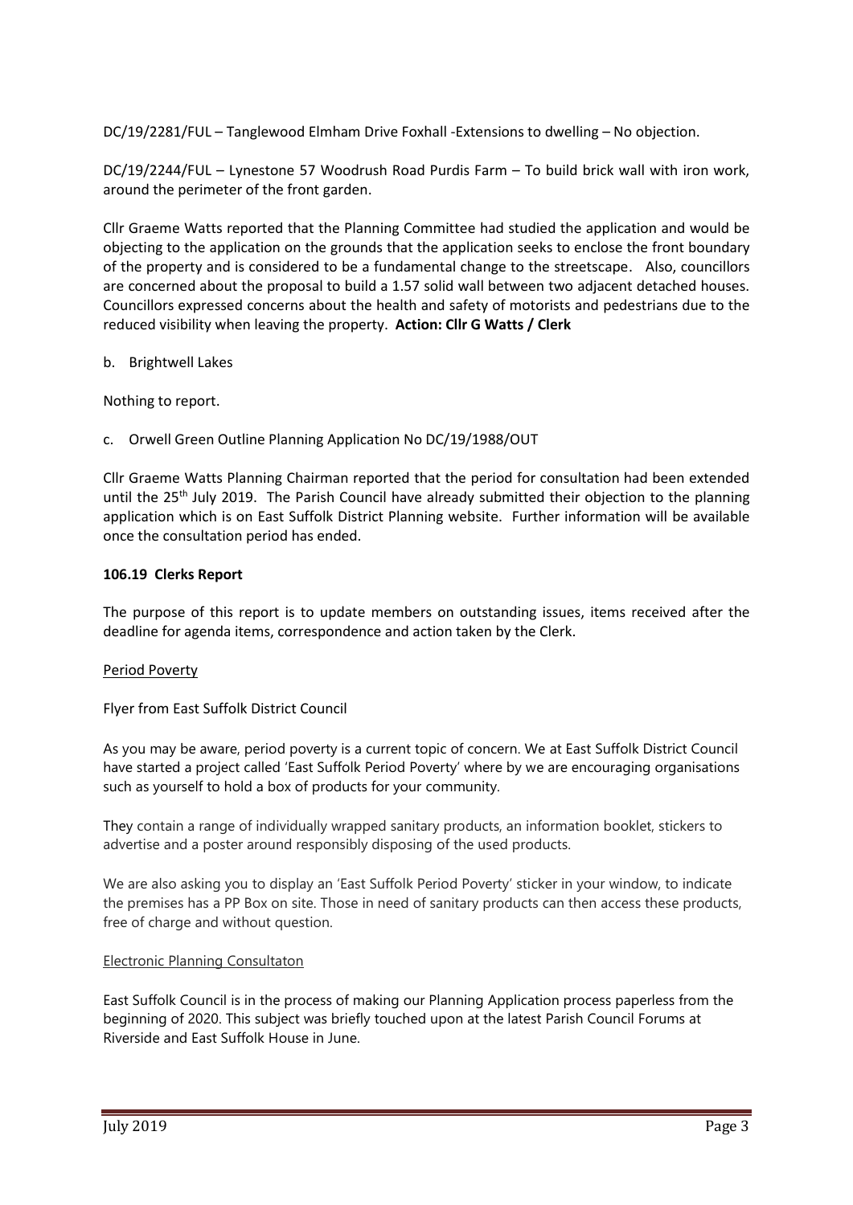DC/19/2281/FUL – Tanglewood Elmham Drive Foxhall -Extensions to dwelling – No objection.

DC/19/2244/FUL – Lynestone 57 Woodrush Road Purdis Farm – To build brick wall with iron work, around the perimeter of the front garden.

Cllr Graeme Watts reported that the Planning Committee had studied the application and would be objecting to the application on the grounds that the application seeks to enclose the front boundary of the property and is considered to be a fundamental change to the streetscape. Also, councillors are concerned about the proposal to build a 1.57 solid wall between two adjacent detached houses. Councillors expressed concerns about the health and safety of motorists and pedestrians due to the reduced visibility when leaving the property. **Action: Cllr G Watts / Clerk**

b. Brightwell Lakes

Nothing to report.

c. Orwell Green Outline Planning Application No DC/19/1988/OUT

Cllr Graeme Watts Planning Chairman reported that the period for consultation had been extended until the 25th July 2019. The Parish Council have already submitted their objection to the planning application which is on East Suffolk District Planning website. Further information will be available once the consultation period has ended.

### 106.19 Clerks Report

The purpose of this report is to update members on outstanding issues, items received after the deadline for agenda items, correspondence and action taken by the Clerk.

Period Poverty

Flyer from East Suffolk District Council

As you may be aware, period poverty is a current topic of concern. We at East Suffolk District Council have started a project called 'East Suffolk Period Poverty' where by we are encouraging organisations such as yourself to hold a box of products for your community.

They contain a range of individually wrapped sanitary products, an information booklet, stickers to advertise and a poster around responsibly disposing of the used products.

We are also asking you to display an 'East Suffolk Period Poverty' sticker in your window, to indicate the premises has a PP Box on site. Those in need of sanitary products can then access these products, free of charge and without question.

Electronic Planning Consultaton

East Suffolk Council is in the process of making our Planning Application process paperless from the beginning of 2020. This subject was briefly touched upon at the latest Parish Council Forums at Riverside and East Suffolk House in June.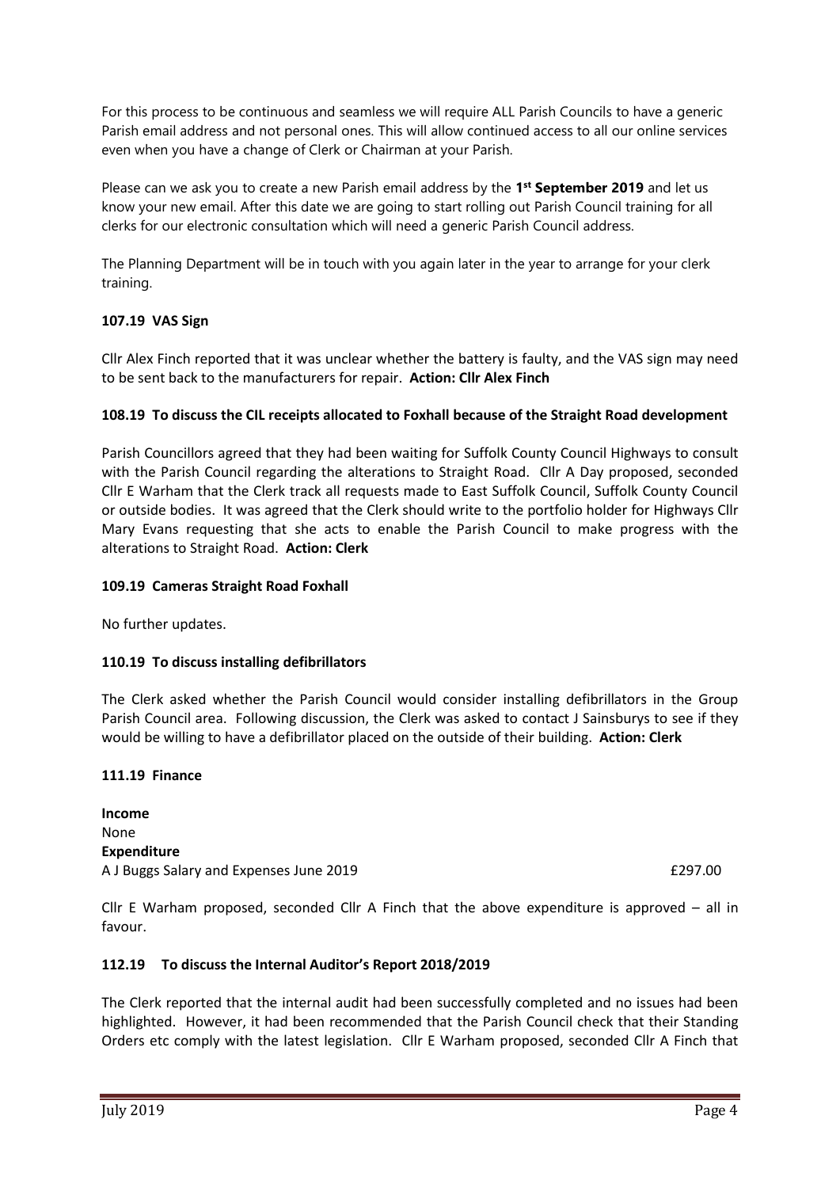For this process to be continuous and seamless we will require ALL Parish Councils to have a generic Parish email address and not personal ones. This will allow continued access to all our online services even when you have a change of Clerk or Chairman at your Parish.

Please can we ask you to create a new Parish email address by the **1st September 2019** and let us know your new email. After this date we are going to start rolling out Parish Council training for all clerks for our electronic consultation which will need a generic Parish Council address.

The Planning Department will be in touch with you again later in the year to arrange for your clerk training.

**107.19 VAS Sign**

Cllr Alex Finch reported that it was unclear whether the battery is faulty, and the VAS sign may need to be sent back to the manufacturers for repair. **Action: Cllr Alex Finch**

**108.19 To discuss the CIL receipts allocated to Foxhall because of the Straight Road development**

Parish Councillors agreed that they had been waiting for Suffolk County Council Highways to consult with the Parish Council regarding the alterations to Straight Road. Cllr A Day proposed, seconded Cllr E Warham that the Clerk track all requests made to East Suffolk Council, Suffolk County Council or outside bodies. It was agreed that the Clerk should write to the portfolio holder for Highways Cllr Mary Evans requesting that she acts to enable the Parish Council to make progress with the alterations to Straight Road. **Action: Clerk**

**109.19 Cameras Straight Road Foxhall**

No further updates.

**110.19 To discuss installing defibrillators**

The Clerk asked whether the Parish Council would consider installing defibrillators in the Group Parish Council area. Following discussion, the Clerk was asked to contact J Sainsburys to see if they would be willing to have a defibrillator placed on the outside of their building. **Action: Clerk**

**111.19 Finance**

**Income**
None
**Expenditure**
A J Buggs Salary and Expenses June 2019 £297.00

Cllr E Warham proposed, seconded Cllr A Finch that the above expenditure is approved – all in favour.

**112.19 To discuss the Internal Auditor's Report 2018/2019**

The Clerk reported that the internal audit had been successfully completed and no issues had been highlighted. However, it had been recommended that the Parish Council check that their Standing Orders etc comply with the latest legislation. Cllr E Warham proposed, seconded Cllr A Finch that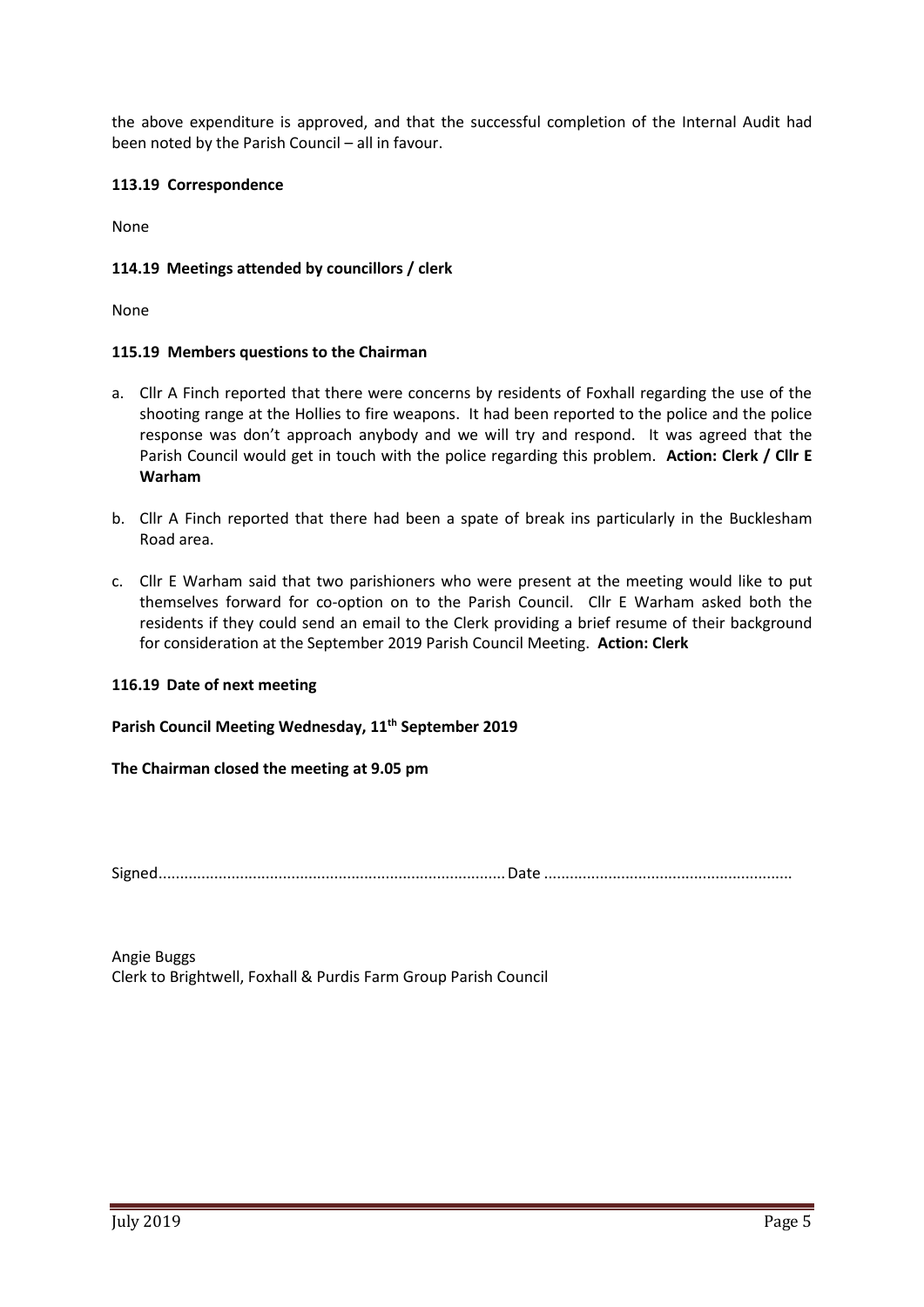the above expenditure is approved, and that the successful completion of the Internal Audit had been noted by the Parish Council – all in favour.

**113.19 Correspondence**

None

**114.19 Meetings attended by councillors / clerk**

None

**115.19 Members questions to the Chairman**

a. Cllr A Finch reported that there were concerns by residents of Foxhall regarding the use of the shooting range at the Hollies to fire weapons. It had been reported to the police and the police response was don't approach anybody and we will try and respond. It was agreed that the Parish Council would get in touch with the police regarding this problem. **Action: Clerk / Cllr E Warham**

b. Cllr A Finch reported that there had been a spate of break ins particularly in the Bucklesham Road area.

c. Cllr E Warham said that two parishioners who were present at the meeting would like to put themselves forward for co-option on to the Parish Council. Cllr E Warham asked both the residents if they could send an email to the Clerk providing a brief resume of their background for consideration at the September 2019 Parish Council Meeting. **Action: Clerk**

**116.19 Date of next meeting**

**Parish Council Meeting Wednesday, 11th September 2019**

**The Chairman closed the meeting at 9.05 pm**

Signed................................................................................ Date ..........................................................

Angie Buggs
Clerk to Brightwell, Foxhall & Purdis Farm Group Parish Council